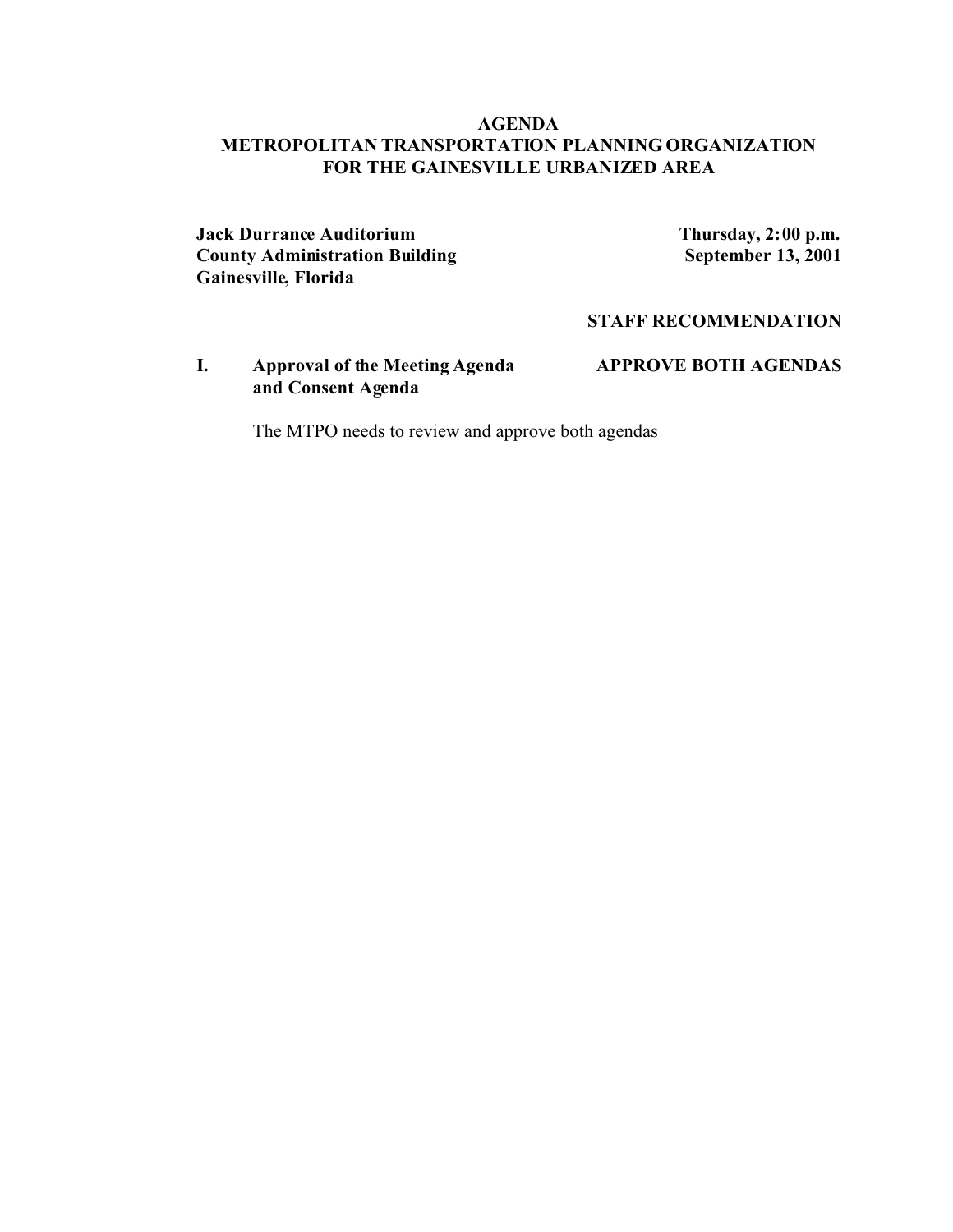# AGENDA
## METROPOLITAN TRANSPORTATION PLANNING ORGANIZATION FOR THE GAINESVILLE URBANIZED AREA

**Jack Durrance Auditorium**
**County Administration Building**
**Gainesville, Florida**

**Thursday, 2:00 p.m.**
**September 13, 2001**

**STAFF RECOMMENDATION**

**I. Approval of the Meeting Agenda and Consent Agenda** — **APPROVE BOTH AGENDAS**

The MTPO needs to review and approve both agendas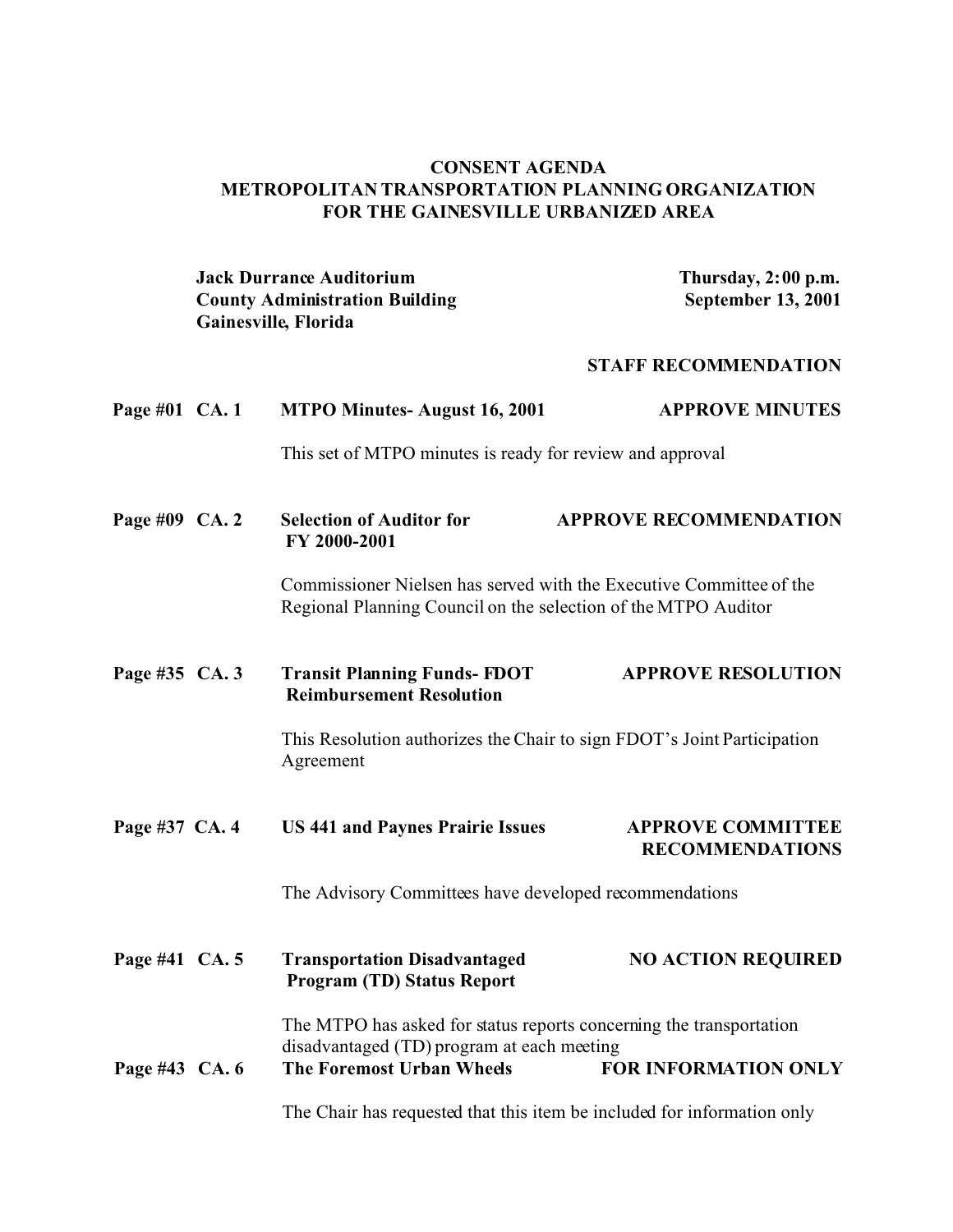**CONSENT AGENDA**
**METROPOLITAN TRANSPORTATION PLANNING ORGANIZATION**
**FOR THE GAINESVILLE URBANIZED AREA**

**Jack Durrance Auditorium**
**County Administration Building**
**Gainesville, Florida**

**Thursday, 2:00 p.m.**
**September 13, 2001**

**STAFF RECOMMENDATION**

**Page #01 CA. 1 MTPO Minutes- August 16, 2001** — **APPROVE MINUTES**

This set of MTPO minutes is ready for review and approval

**Page #09 CA. 2 Selection of Auditor for FY 2000-2001** — **APPROVE RECOMMENDATION**

Commissioner Nielsen has served with the Executive Committee of the Regional Planning Council on the selection of the MTPO Auditor

**Page #35 CA. 3 Transit Planning Funds- FDOT Reimbursement Resolution** — **APPROVE RESOLUTION**

This Resolution authorizes the Chair to sign FDOT's Joint Participation Agreement

**Page #37 CA. 4 US 441 and Paynes Prairie Issues** — **APPROVE COMMITTEE RECOMMENDATIONS**

The Advisory Committees have developed recommendations

**Page #41 CA. 5 Transportation Disadvantaged Program (TD) Status Report** — **NO ACTION REQUIRED**

The MTPO has asked for status reports concerning the transportation disadvantaged (TD) program at each meeting

**Page #43 CA. 6 The Foremost Urban Wheels** — **FOR INFORMATION ONLY**

The Chair has requested that this item be included for information only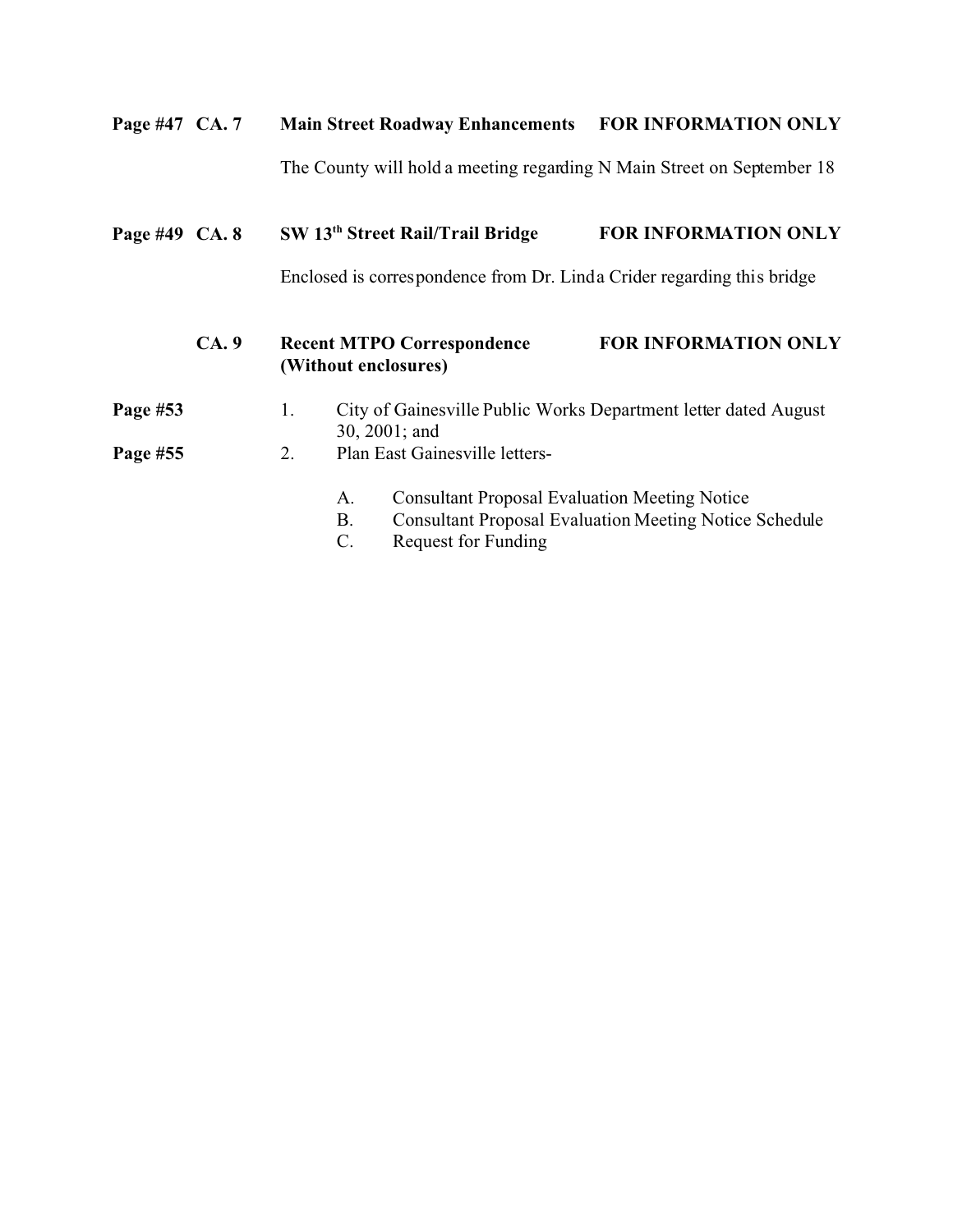**Page #47 CA. 7 Main Street Roadway Enhancements FOR INFORMATION ONLY**

The County will hold a meeting regarding N Main Street on September 18

**Page #49 CA. 8 SW 13th Street Rail/Trail Bridge FOR INFORMATION ONLY**

Enclosed is correspondence from Dr. Linda Crider regarding this bridge

**CA. 9 Recent MTPO Correspondence FOR INFORMATION ONLY**
**(Without enclosures)**

Page #53 1. City of Gainesville Public Works Department letter dated August 30, 2001; and

Page #55 2. Plan East Gainesville letters-

- A. Consultant Proposal Evaluation Meeting Notice
- B. Consultant Proposal Evaluation Meeting Notice Schedule
- C. Request for Funding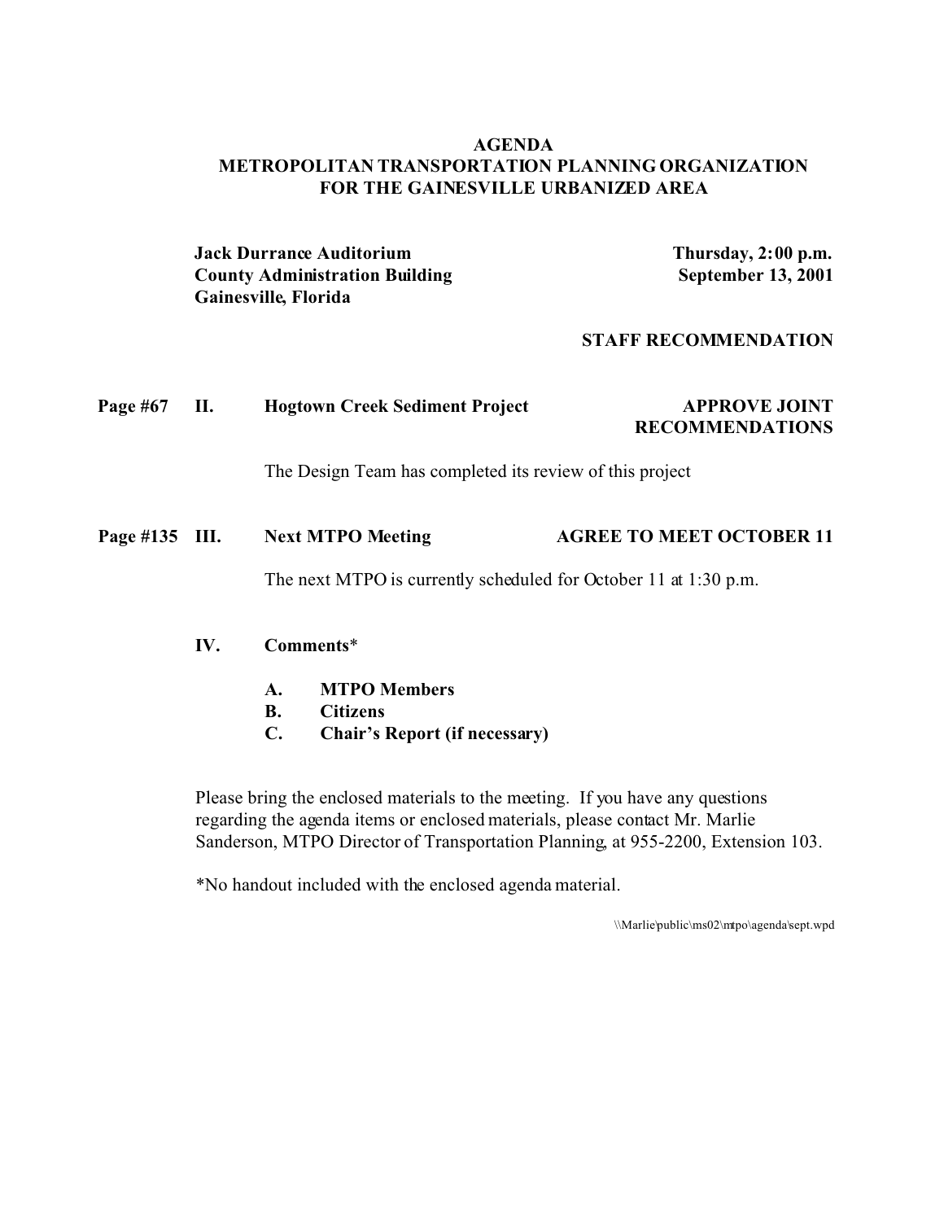# AGENDA
# METROPOLITAN TRANSPORTATION PLANNING ORGANIZATION
# FOR THE GAINESVILLE URBANIZED AREA

**Jack Durrance Auditorium**
**County Administration Building**
**Gainesville, Florida**

**Thursday, 2:00 p.m.**
**September 13, 2001**

**STAFF RECOMMENDATION**

**Page #67 II. Hogtown Creek Sediment Project** — **APPROVE JOINT RECOMMENDATIONS**

The Design Team has completed its review of this project

**Page #135 III. Next MTPO Meeting** — **AGREE TO MEET OCTOBER 11**

The next MTPO is currently scheduled for October 11 at 1:30 p.m.

**IV. Comments***

- **A. MTPO Members**
- **B. Citizens**
- **C. Chair's Report (if necessary)**

Please bring the enclosed materials to the meeting. If you have any questions regarding the agenda items or enclosed materials, please contact Mr. Marlie Sanderson, MTPO Director of Transportation Planning, at 955-2200, Extension 103.

*No handout included with the enclosed agenda material.

\\Marlie\public\ms02\mtpo\agenda\sept.wpd